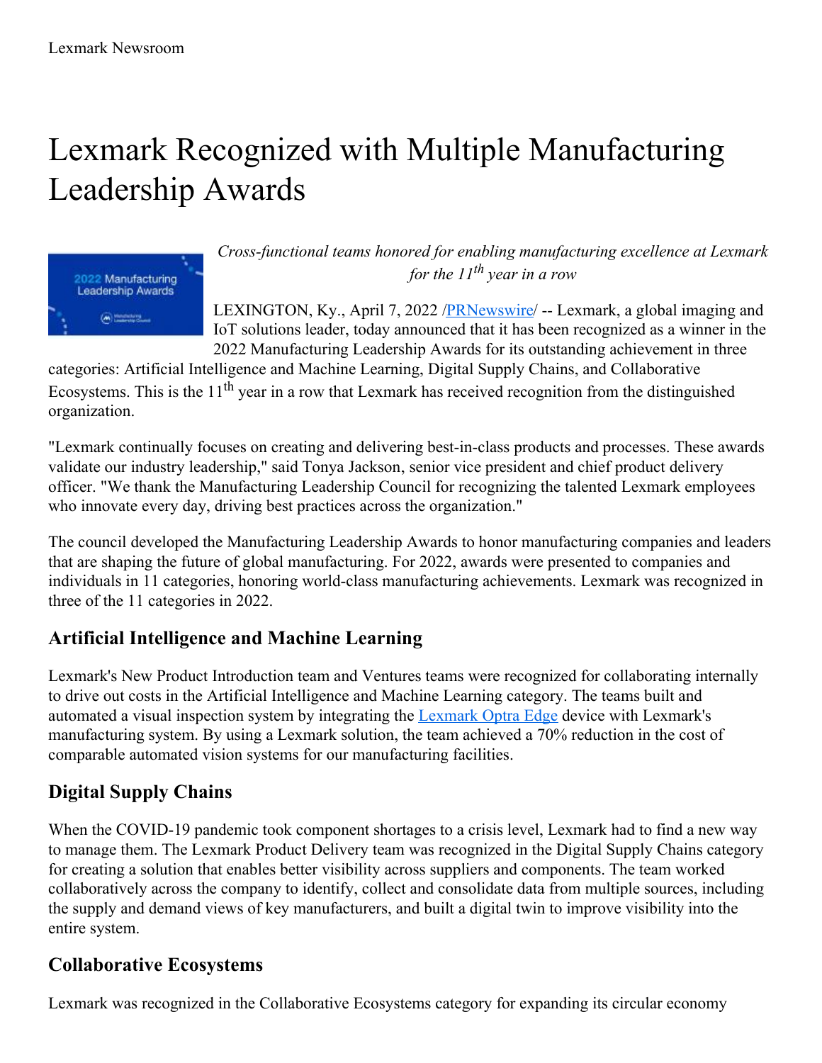Lexmark Newsroom

# Lexmark Recognized with Multiple Manufacturing Leadership Awards

*Cross-functional teams honored for enabling manufacturing excellence at Lexmark for the 11th year in a row*

LEXINGTON, Ky., April 7, 2022 /PRNewswire/ -- Lexmark, a global imaging and IoT solutions leader, today announced that it has been recognized as a winner in the 2022 Manufacturing Leadership Awards for its outstanding achievement in three categories: Artificial Intelligence and Machine Learning, Digital Supply Chains, and Collaborative Ecosystems. This is the 11th year in a row that Lexmark has received recognition from the distinguished organization.

"Lexmark continually focuses on creating and delivering best-in-class products and processes. These awards validate our industry leadership," said Tonya Jackson, senior vice president and chief product delivery officer. "We thank the Manufacturing Leadership Council for recognizing the talented Lexmark employees who innovate every day, driving best practices across the organization."

The council developed the Manufacturing Leadership Awards to honor manufacturing companies and leaders that are shaping the future of global manufacturing. For 2022, awards were presented to companies and individuals in 11 categories, honoring world-class manufacturing achievements. Lexmark was recognized in three of the 11 categories in 2022.

### Artificial Intelligence and Machine Learning

Lexmark's New Product Introduction team and Ventures teams were recognized for collaborating internally to drive out costs in the Artificial Intelligence and Machine Learning category. The teams built and automated a visual inspection system by integrating the Lexmark Optra Edge device with Lexmark's manufacturing system. By using a Lexmark solution, the team achieved a 70% reduction in the cost of comparable automated vision systems for our manufacturing facilities.

### Digital Supply Chains

When the COVID-19 pandemic took component shortages to a crisis level, Lexmark had to find a new way to manage them. The Lexmark Product Delivery team was recognized in the Digital Supply Chains category for creating a solution that enables better visibility across suppliers and components. The team worked collaboratively across the company to identify, collect and consolidate data from multiple sources, including the supply and demand views of key manufacturers, and built a digital twin to improve visibility into the entire system.

### Collaborative Ecosystems

Lexmark was recognized in the Collaborative Ecosystems category for expanding its circular economy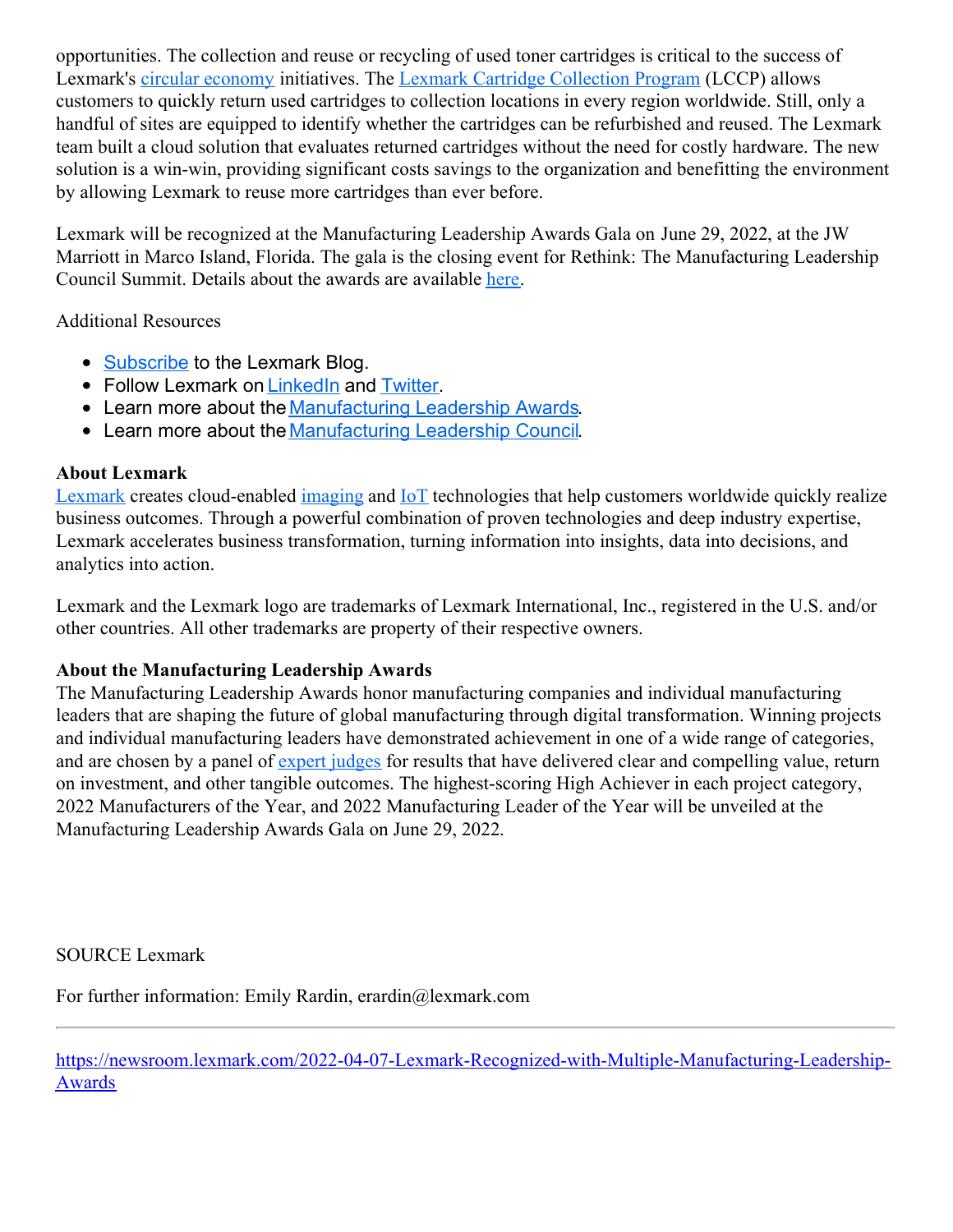opportunities. The collection and reuse or recycling of used toner cartridges is critical to the success of Lexmark's circular economy initiatives. The Lexmark Cartridge Collection Program (LCCP) allows customers to quickly return used cartridges to collection locations in every region worldwide. Still, only a handful of sites are equipped to identify whether the cartridges can be refurbished and reused. The Lexmark team built a cloud solution that evaluates returned cartridges without the need for costly hardware. The new solution is a win-win, providing significant costs savings to the organization and benefitting the environment by allowing Lexmark to reuse more cartridges than ever before.

Lexmark will be recognized at the Manufacturing Leadership Awards Gala on June 29, 2022, at the JW Marriott in Marco Island, Florida. The gala is the closing event for Rethink: The Manufacturing Leadership Council Summit. Details about the awards are available here.

Additional Resources

- Subscribe to the Lexmark Blog.
- Follow Lexmark on LinkedIn and Twitter.
- Learn more about the Manufacturing Leadership Awards.
- Learn more about the Manufacturing Leadership Council.

**About Lexmark**
Lexmark creates cloud-enabled imaging and IoT technologies that help customers worldwide quickly realize business outcomes. Through a powerful combination of proven technologies and deep industry expertise, Lexmark accelerates business transformation, turning information into insights, data into decisions, and analytics into action.

Lexmark and the Lexmark logo are trademarks of Lexmark International, Inc., registered in the U.S. and/or other countries. All other trademarks are property of their respective owners.

**About the Manufacturing Leadership Awards**
The Manufacturing Leadership Awards honor manufacturing companies and individual manufacturing leaders that are shaping the future of global manufacturing through digital transformation. Winning projects and individual manufacturing leaders have demonstrated achievement in one of a wide range of categories, and are chosen by a panel of expert judges for results that have delivered clear and compelling value, return on investment, and other tangible outcomes. The highest-scoring High Achiever in each project category, 2022 Manufacturers of the Year, and 2022 Manufacturing Leader of the Year will be unveiled at the Manufacturing Leadership Awards Gala on June 29, 2022.

SOURCE Lexmark

For further information: Emily Rardin, erardin@lexmark.com

---

https://newsroom.lexmark.com/2022-04-07-Lexmark-Recognized-with-Multiple-Manufacturing-Leadership-Awards